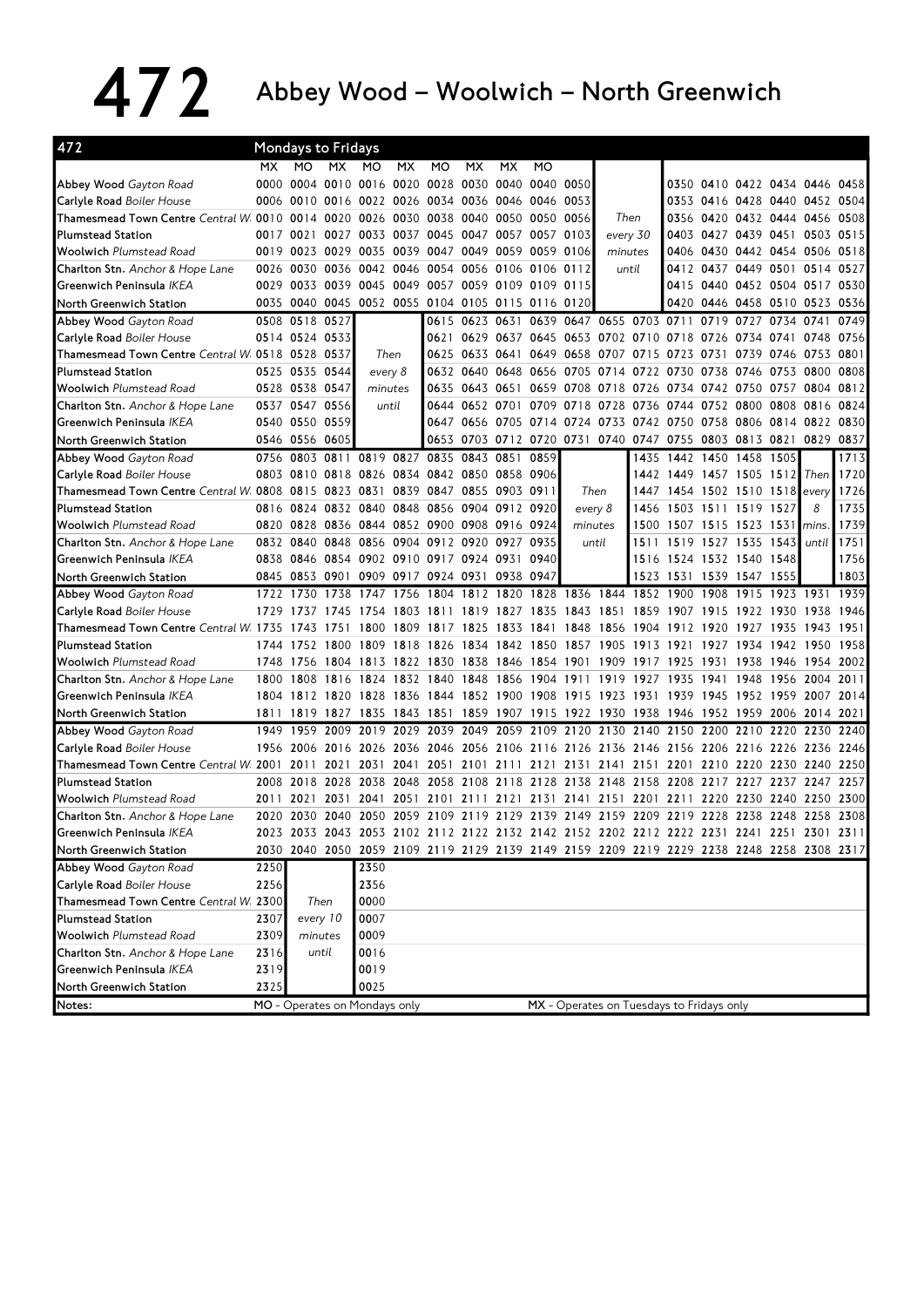# 472 Abbey Wood – Woolwich – North Greenwich

## 472 Mondays to Fridays

| Stop | MX | MO | MX | MO | MX | MO | MX | MX | MO | | | | | | | | | |
|---|---|---|---|---|---|---|---|---|---|---|---|---|---|---|---|---|---|---|
| Abbey Wood *Gayton Road* | 0000 | 0004 | 0010 | 0016 | 0020 | 0028 | 0030 | 0040 | 0040 | 0050 | Then every 30 minutes until | 0350 | 0410 | 0422 | 0434 | 0446 | 0458 |
| Carlyle Road *Boiler House* | 0006 | 0010 | 0016 | 0022 | 0026 | 0034 | 0036 | 0046 | 0046 | 0053 | | 0353 | 0416 | 0428 | 0440 | 0452 | 0504 |
| Thamesmead Town Centre *Central Way* | 0010 | 0014 | 0020 | 0026 | 0030 | 0038 | 0040 | 0050 | 0050 | 0056 | | 0356 | 0420 | 0432 | 0444 | 0456 | 0508 |
| Plumstead Station | 0017 | 0021 | 0027 | 0033 | 0037 | 0045 | 0047 | 0057 | 0057 | 0103 | | 0403 | 0427 | 0439 | 0451 | 0503 | 0515 |
| Woolwich *Plumstead Road* | 0019 | 0023 | 0029 | 0035 | 0039 | 0047 | 0049 | 0059 | 0059 | 0106 | | 0406 | 0430 | 0442 | 0454 | 0506 | 0518 |
| Charlton Stn. *Anchor & Hope Lane* | 0026 | 0030 | 0036 | 0042 | 0046 | 0054 | 0056 | 0106 | 0106 | 0112 | | 0412 | 0437 | 0449 | 0501 | 0514 | 0527 |
| Greenwich Peninsula *IKEA* | 0029 | 0033 | 0039 | 0045 | 0049 | 0057 | 0059 | 0109 | 0109 | 0115 | | 0415 | 0440 | 0452 | 0504 | 0517 | 0530 |
| North Greenwich Station | 0035 | 0040 | 0045 | 0052 | 0055 | 0104 | 0105 | 0115 | 0116 | 0120 | | 0420 | 0446 | 0458 | 0510 | 0523 | 0536 |

| Stop | | | | | | | | | | | | | | | | | |
|---|---|---|---|---|---|---|---|---|---|---|---|---|---|---|---|---|---|
| Abbey Wood *Gayton Road* | 0508 | 0518 | 0527 | Then every 8 minutes until | 0615 | 0623 | 0631 | 0639 | 0647 | 0655 | 0703 | 0711 | 0719 | 0727 | 0734 | 0741 | 0749 |
| Carlyle Road *Boiler House* | 0514 | 0524 | 0533 | | 0621 | 0629 | 0637 | 0645 | 0653 | 0702 | 0710 | 0718 | 0726 | 0734 | 0741 | 0748 | 0756 |
| Thamesmead Town Centre *Central Way* | 0518 | 0528 | 0537 | | 0625 | 0633 | 0641 | 0649 | 0658 | 0707 | 0715 | 0723 | 0731 | 0739 | 0746 | 0753 | 0801 |
| Plumstead Station | 0525 | 0535 | 0544 | | 0632 | 0640 | 0648 | 0656 | 0705 | 0714 | 0722 | 0730 | 0738 | 0746 | 0753 | 0800 | 0808 |
| Woolwich *Plumstead Road* | 0528 | 0538 | 0547 | | 0635 | 0643 | 0651 | 0659 | 0708 | 0718 | 0726 | 0734 | 0742 | 0750 | 0757 | 0804 | 0812 |
| Charlton Stn. *Anchor & Hope Lane* | 0537 | 0547 | 0556 | | 0644 | 0652 | 0701 | 0709 | 0718 | 0728 | 0736 | 0744 | 0752 | 0800 | 0808 | 0816 | 0824 |
| Greenwich Peninsula *IKEA* | 0540 | 0550 | 0559 | | 0647 | 0656 | 0705 | 0714 | 0724 | 0733 | 0742 | 0750 | 0758 | 0806 | 0814 | 0822 | 0830 |
| North Greenwich Station | 0546 | 0556 | 0605 | | 0653 | 0703 | 0712 | 0720 | 0731 | 0740 | 0747 | 0755 | 0803 | 0813 | 0821 | 0829 | 0837 |

| Stop | | | | | | | | | | | | | | | | | |
|---|---|---|---|---|---|---|---|---|---|---|---|---|---|---|---|---|---|
| Abbey Wood *Gayton Road* | 0756 | 0803 | 0811 | 0819 | 0827 | 0835 | 0843 | 0851 | 0859 | Then every 8 minutes until | 1435 | 1442 | 1450 | 1458 | 1505 | Then every 8 mins. until | 1713 |
| Carlyle Road *Boiler House* | 0803 | 0810 | 0818 | 0826 | 0834 | 0842 | 0850 | 0858 | 0906 | | 1442 | 1449 | 1457 | 1505 | 1512 | | 1720 |
| Thamesmead Town Centre *Central Way* | 0808 | 0815 | 0823 | 0831 | 0839 | 0847 | 0855 | 0903 | 0911 | | 1447 | 1454 | 1502 | 1510 | 1518 | | 1726 |
| Plumstead Station | 0816 | 0824 | 0832 | 0840 | 0848 | 0856 | 0904 | 0912 | 0920 | | 1456 | 1503 | 1511 | 1519 | 1527 | | 1735 |
| Woolwich *Plumstead Road* | 0820 | 0828 | 0836 | 0844 | 0852 | 0900 | 0908 | 0916 | 0924 | | 1500 | 1507 | 1515 | 1523 | 1531 | | 1739 |
| Charlton Stn. *Anchor & Hope Lane* | 0832 | 0840 | 0848 | 0856 | 0904 | 0912 | 0920 | 0927 | 0935 | | 1511 | 1519 | 1527 | 1535 | 1543 | | 1751 |
| Greenwich Peninsula *IKEA* | 0838 | 0846 | 0854 | 0902 | 0910 | 0917 | 0924 | 0931 | 0940 | | 1516 | 1524 | 1532 | 1540 | 1548 | | 1756 |
| North Greenwich Station | 0845 | 0853 | 0901 | 0909 | 0917 | 0924 | 0931 | 0938 | 0947 | | 1523 | 1531 | 1539 | 1547 | 1555 | | 1803 |

| Stop | | | | | | | | | | | | | | | | | |
|---|---|---|---|---|---|---|---|---|---|---|---|---|---|---|---|---|---|
| Abbey Wood *Gayton Road* | 1722 | 1730 | 1738 | 1747 | 1756 | 1804 | 1812 | 1820 | 1828 | 1836 | 1844 | 1852 | 1900 | 1908 | 1915 | 1923 | 1931 | 1939 |
| Carlyle Road *Boiler House* | 1729 | 1737 | 1745 | 1754 | 1803 | 1811 | 1819 | 1827 | 1835 | 1843 | 1851 | 1859 | 1907 | 1915 | 1922 | 1930 | 1938 | 1946 |
| Thamesmead Town Centre *Central Way* | 1735 | 1743 | 1751 | 1800 | 1809 | 1817 | 1825 | 1833 | 1841 | 1848 | 1856 | 1904 | 1912 | 1920 | 1927 | 1935 | 1943 | 1951 |
| Plumstead Station | 1744 | 1752 | 1800 | 1809 | 1818 | 1826 | 1834 | 1842 | 1850 | 1857 | 1905 | 1913 | 1921 | 1927 | 1934 | 1942 | 1950 | 1958 |
| Woolwich *Plumstead Road* | 1748 | 1756 | 1804 | 1813 | 1822 | 1830 | 1838 | 1846 | 1854 | 1901 | 1909 | 1917 | 1925 | 1931 | 1938 | 1946 | 1954 | 2002 |
| Charlton Stn. *Anchor & Hope Lane* | 1800 | 1808 | 1816 | 1824 | 1832 | 1840 | 1848 | 1856 | 1904 | 1911 | 1919 | 1927 | 1935 | 1941 | 1948 | 1956 | 2004 | 2011 |
| Greenwich Peninsula *IKEA* | 1804 | 1812 | 1820 | 1828 | 1836 | 1844 | 1852 | 1900 | 1908 | 1915 | 1923 | 1931 | 1939 | 1945 | 1952 | 1959 | 2007 | 2014 |
| North Greenwich Station | 1811 | 1819 | 1827 | 1835 | 1843 | 1851 | 1859 | 1907 | 1915 | 1922 | 1930 | 1938 | 1946 | 1952 | 1959 | 2006 | 2014 | 2021 |

| Stop | | | | | | | | | | | | | | | | | | |
|---|---|---|---|---|---|---|---|---|---|---|---|---|---|---|---|---|---|---|
| Abbey Wood *Gayton Road* | 1949 | 1959 | 2009 | 2019 | 2029 | 2039 | 2049 | 2059 | 2109 | 2120 | 2130 | 2140 | 2150 | 2200 | 2210 | 2220 | 2230 | 2240 |
| Carlyle Road *Boiler House* | 1956 | 2006 | 2016 | 2026 | 2036 | 2046 | 2056 | 2106 | 2116 | 2126 | 2136 | 2146 | 2156 | 2206 | 2216 | 2226 | 2236 | 2246 |
| Thamesmead Town Centre *Central Way* | 2001 | 2011 | 2021 | 2031 | 2041 | 2051 | 2101 | 2111 | 2121 | 2131 | 2141 | 2151 | 2201 | 2210 | 2220 | 2230 | 2240 | 2250 |
| Plumstead Station | 2008 | 2018 | 2028 | 2038 | 2048 | 2058 | 2108 | 2118 | 2128 | 2138 | 2148 | 2158 | 2208 | 2217 | 2227 | 2237 | 2247 | 2257 |
| Woolwich *Plumstead Road* | 2011 | 2021 | 2031 | 2041 | 2051 | 2101 | 2111 | 2121 | 2131 | 2141 | 2151 | 2201 | 2211 | 2220 | 2230 | 2240 | 2250 | 2300 |
| Charlton Stn. *Anchor & Hope Lane* | 2020 | 2030 | 2040 | 2050 | 2059 | 2109 | 2119 | 2129 | 2139 | 2149 | 2159 | 2209 | 2219 | 2228 | 2238 | 2248 | 2258 | 2308 |
| Greenwich Peninsula *IKEA* | 2023 | 2033 | 2043 | 2053 | 2102 | 2112 | 2122 | 2132 | 2142 | 2152 | 2202 | 2212 | 2222 | 2231 | 2241 | 2251 | 2301 | 2311 |
| North Greenwich Station | 2030 | 2040 | 2050 | 2059 | 2109 | 2119 | 2129 | 2139 | 2149 | 2159 | 2209 | 2219 | 2229 | 2238 | 2248 | 2258 | 2308 | 2317 |

| Stop | | | |
|---|---|---|---|
| Abbey Wood *Gayton Road* | 2250 | Then every 10 minutes until | 2350 |
| Carlyle Road *Boiler House* | 2256 | | 2356 |
| Thamesmead Town Centre *Central Way* | 2300 | | 0000 |
| Plumstead Station | 2307 | | 0007 |
| Woolwich *Plumstead Road* | 2309 | | 0009 |
| Charlton Stn. *Anchor & Hope Lane* | 2316 | | 0016 |
| Greenwich Peninsula *IKEA* | 2319 | | 0019 |
| North Greenwich Station | 2325 | | 0025 |

Notes: MO - Operates on Mondays only. MX - Operates on Tuesdays to Fridays only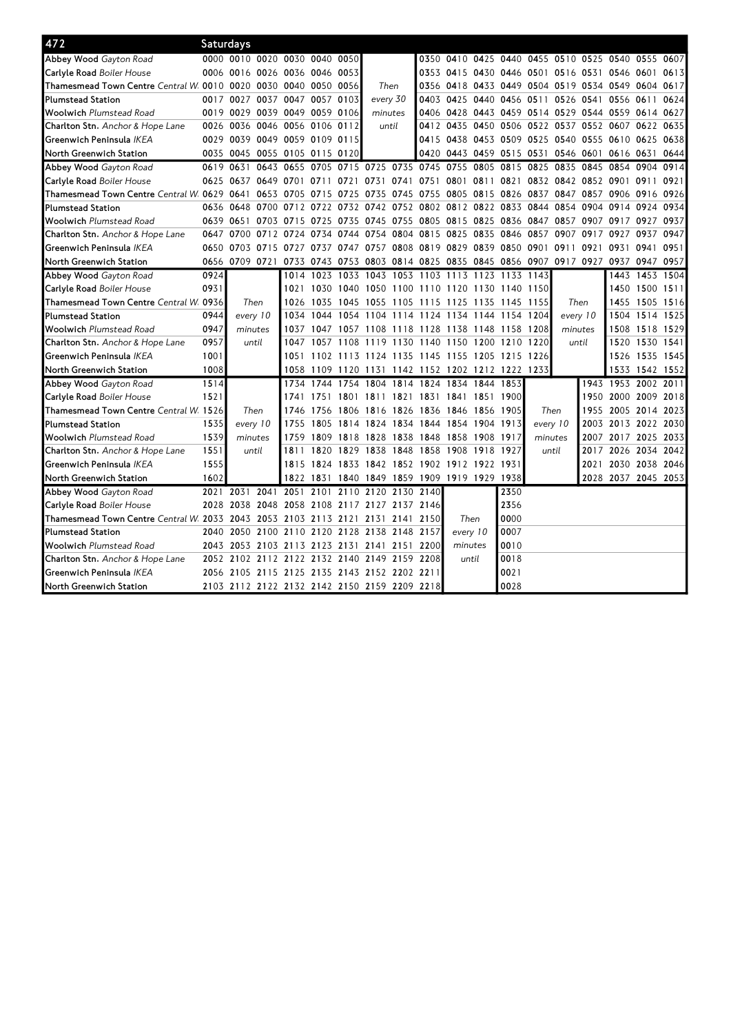| 472 | Saturdays | | | | | | | | | | | | | | | | | |
|---|---|---|---|---|---|---|---|---|---|---|---|---|---|---|---|---|---|---|
| Abbey Wood *Gayton Road* | 0000 | 0010 | 0020 | 0030 | 0040 | 0050 | | | 0350 | 0410 | 0425 | 0440 | 0455 | 0510 | 0525 | 0540 | 0555 | 0607 |
| Carlyle Road *Boiler House* | 0006 | 0016 | 0026 | 0036 | 0046 | 0053 | | | 0353 | 0415 | 0430 | 0446 | 0501 | 0516 | 0531 | 0546 | 0601 | 0613 |
| Thamesmead Town Centre *Central W.* | 0010 | 0020 | 0030 | 0040 | 0050 | 0056 | Then | | 0356 | 0418 | 0433 | 0449 | 0504 | 0519 | 0534 | 0549 | 0604 | 0617 |
| Plumstead Station | 0017 | 0027 | 0037 | 0047 | 0057 | 0103 | every 30 | | 0403 | 0425 | 0440 | 0456 | 0511 | 0526 | 0541 | 0556 | 0611 | 0624 |
| Woolwich *Plumstead Road* | 0019 | 0029 | 0039 | 0049 | 0059 | 0106 | minutes | | 0406 | 0428 | 0443 | 0459 | 0514 | 0529 | 0544 | 0559 | 0614 | 0627 |
| Charlton Stn. *Anchor & Hope Lane* | 0026 | 0036 | 0046 | 0056 | 0106 | 0112 | until | | 0412 | 0435 | 0450 | 0506 | 0522 | 0537 | 0552 | 0607 | 0622 | 0635 |
| Greenwich Peninsula *IKEA* | 0029 | 0039 | 0049 | 0059 | 0109 | 0115 | | | 0415 | 0438 | 0453 | 0509 | 0525 | 0540 | 0555 | 0610 | 0625 | 0638 |
| North Greenwich Station | 0035 | 0045 | 0055 | 0105 | 0115 | 0120 | | | 0420 | 0443 | 0459 | 0515 | 0531 | 0546 | 0601 | 0616 | 0631 | 0644 |
| Abbey Wood *Gayton Road* | 0619 | 0631 | 0643 | 0655 | 0705 | 0715 | 0725 | 0735 | 0745 | 0755 | 0805 | 0815 | 0825 | 0835 | 0845 | 0854 | 0904 | 0914 |
| Carlyle Road *Boiler House* | 0625 | 0637 | 0649 | 0701 | 0711 | 0721 | 0731 | 0741 | 0751 | 0801 | 0811 | 0821 | 0832 | 0842 | 0852 | 0901 | 0911 | 0921 |
| Thamesmead Town Centre *Central W.* | 0629 | 0641 | 0653 | 0705 | 0715 | 0725 | 0735 | 0745 | 0755 | 0805 | 0815 | 0826 | 0837 | 0847 | 0857 | 0906 | 0916 | 0926 |
| Plumstead Station | 0636 | 0648 | 0700 | 0712 | 0722 | 0732 | 0742 | 0752 | 0802 | 0812 | 0822 | 0833 | 0844 | 0854 | 0904 | 0914 | 0924 | 0934 |
| Woolwich *Plumstead Road* | 0639 | 0651 | 0703 | 0715 | 0725 | 0735 | 0745 | 0755 | 0805 | 0815 | 0825 | 0836 | 0847 | 0857 | 0907 | 0917 | 0927 | 0937 |
| Charlton Stn. *Anchor & Hope Lane* | 0647 | 0700 | 0712 | 0724 | 0734 | 0744 | 0754 | 0804 | 0815 | 0825 | 0835 | 0846 | 0857 | 0907 | 0917 | 0927 | 0937 | 0947 |
| Greenwich Peninsula *IKEA* | 0650 | 0703 | 0715 | 0727 | 0737 | 0747 | 0757 | 0808 | 0819 | 0829 | 0839 | 0850 | 0901 | 0911 | 0921 | 0931 | 0941 | 0951 |
| North Greenwich Station | 0656 | 0709 | 0721 | 0733 | 0743 | 0753 | 0803 | 0814 | 0825 | 0835 | 0845 | 0856 | 0907 | 0917 | 0927 | 0937 | 0947 | 0957 |
| Abbey Wood *Gayton Road* | 0924 | | | 1014 | 1023 | 1033 | 1043 | 1053 | 1103 | 1113 | 1123 | 1133 | 1143 | | | 1443 | 1453 | 1504 |
| Carlyle Road *Boiler House* | 0931 | | | 1021 | 1030 | 1040 | 1050 | 1100 | 1110 | 1120 | 1130 | 1140 | 1150 | | | 1450 | 1500 | 1511 |
| Thamesmead Town Centre *Central W.* | 0936 | Then | | 1026 | 1035 | 1045 | 1055 | 1105 | 1115 | 1125 | 1135 | 1145 | 1155 | Then | | 1455 | 1505 | 1516 |
| Plumstead Station | 0944 | every 10 | | 1034 | 1044 | 1054 | 1104 | 1114 | 1124 | 1134 | 1144 | 1154 | 1204 | every 10 | | 1504 | 1514 | 1525 |
| Woolwich *Plumstead Road* | 0947 | minutes | | 1037 | 1047 | 1057 | 1108 | 1118 | 1128 | 1138 | 1148 | 1158 | 1208 | minutes | | 1508 | 1518 | 1529 |
| Charlton Stn. *Anchor & Hope Lane* | 0957 | until | | 1047 | 1057 | 1108 | 1119 | 1130 | 1140 | 1150 | 1200 | 1210 | 1220 | until | | 1520 | 1530 | 1541 |
| Greenwich Peninsula *IKEA* | 1001 | | | 1051 | 1102 | 1113 | 1124 | 1135 | 1145 | 1155 | 1205 | 1215 | 1226 | | | 1526 | 1535 | 1545 |
| North Greenwich Station | 1008 | | | 1058 | 1109 | 1120 | 1131 | 1142 | 1152 | 1202 | 1212 | 1222 | 1233 | | | 1533 | 1542 | 1552 |
| Abbey Wood *Gayton Road* | 1514 | | | 1734 | 1744 | 1754 | 1804 | 1814 | 1824 | 1834 | 1844 | 1853 | | | 1943 | 1953 | 2002 | 2011 |
| Carlyle Road *Boiler House* | 1521 | | | 1741 | 1751 | 1801 | 1811 | 1821 | 1831 | 1841 | 1851 | 1900 | | | 1950 | 2000 | 2009 | 2018 |
| Thamesmead Town Centre *Central W.* | 1526 | Then | | 1746 | 1756 | 1806 | 1816 | 1826 | 1836 | 1846 | 1856 | 1905 | Then | | 1955 | 2005 | 2014 | 2023 |
| Plumstead Station | 1535 | every 10 | | 1755 | 1805 | 1814 | 1824 | 1834 | 1844 | 1854 | 1904 | 1913 | every 10 | | 2003 | 2013 | 2022 | 2030 |
| Woolwich *Plumstead Road* | 1539 | minutes | | 1759 | 1809 | 1818 | 1828 | 1838 | 1848 | 1858 | 1908 | 1917 | minutes | | 2007 | 2017 | 2025 | 2033 |
| Charlton Stn. *Anchor & Hope Lane* | 1551 | until | | 1811 | 1820 | 1829 | 1838 | 1848 | 1858 | 1908 | 1918 | 1927 | until | | 2017 | 2026 | 2034 | 2042 |
| Greenwich Peninsula *IKEA* | 1555 | | | 1815 | 1824 | 1833 | 1842 | 1852 | 1902 | 1912 | 1922 | 1931 | | | 2021 | 2030 | 2038 | 2046 |
| North Greenwich Station | 1602 | | | 1822 | 1831 | 1840 | 1849 | 1859 | 1909 | 1919 | 1929 | 1938 | | | 2028 | 2037 | 2045 | 2053 |
| Abbey Wood *Gayton Road* | 2021 | 2031 | 2041 | 2051 | 2101 | 2110 | 2120 | 2130 | 2140 | | | 2350 | | | | | | |
| Carlyle Road *Boiler House* | 2028 | 2038 | 2048 | 2058 | 2108 | 2117 | 2127 | 2137 | 2146 | | | 2356 | | | | | | |
| Thamesmead Town Centre *Central W.* | 2033 | 2043 | 2053 | 2103 | 2113 | 2121 | 2131 | 2141 | 2150 | Then | | 0000 | | | | | | |
| Plumstead Station | 2040 | 2050 | 2100 | 2110 | 2120 | 2128 | 2138 | 2148 | 2157 | every 10 | | 0007 | | | | | | |
| Woolwich *Plumstead Road* | 2043 | 2053 | 2103 | 2113 | 2123 | 2131 | 2141 | 2151 | 2200 | minutes | | 0010 | | | | | | |
| Charlton Stn. *Anchor & Hope Lane* | 2052 | 2102 | 2112 | 2122 | 2132 | 2140 | 2149 | 2159 | 2208 | until | | 0018 | | | | | | |
| Greenwich Peninsula *IKEA* | 2056 | 2105 | 2115 | 2125 | 2135 | 2143 | 2152 | 2202 | 2211 | | | 0021 | | | | | | |
| North Greenwich Station | 2103 | 2112 | 2122 | 2132 | 2142 | 2150 | 2159 | 2209 | 2218 | | | 0028 | | | | | | |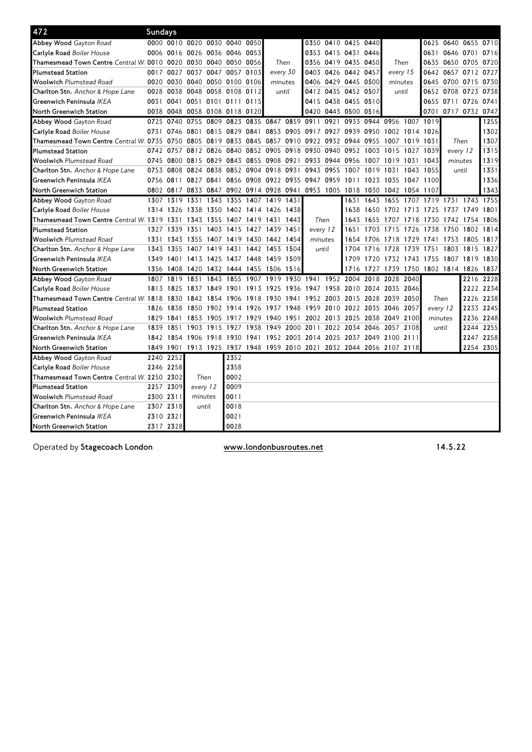## 472 Sundays

| Stop | | | | | | | | | | | | | | | | | | |
|---|---|---|---|---|---|---|---|---|---|---|---|---|---|---|---|---|---|---|
| Abbey Wood *Gayton Road* | 0000 | 0010 | 0020 | 0030 | 0040 | 0050 | | | 0350 | 0410 | 0425 | 0440 | | | 0625 | 0640 | 0655 | 0710 |
| Carlyle Road *Boiler House* | 0006 | 0016 | 0026 | 0036 | 0046 | 0053 | | | 0353 | 0415 | 0431 | 0446 | | | 0631 | 0646 | 0701 | 0716 |
| Thamesmead Town Centre *Central W.* | 0010 | 0020 | 0030 | 0040 | 0050 | 0056 | Then | | 0356 | 0419 | 0435 | 0450 | Then | | 0635 | 0650 | 0705 | 0720 |
| Plumstead Station | 0017 | 0027 | 0037 | 0047 | 0057 | 0103 | every 30 | | 0403 | 0426 | 0442 | 0457 | every 15 | | 0642 | 0657 | 0712 | 0727 |
| Woolwich *Plumstead Road* | 0020 | 0030 | 0040 | 0050 | 0100 | 0106 | minutes | | 0406 | 0429 | 0445 | 0500 | minutes | | 0645 | 0700 | 0715 | 0730 |
| Charlton Stn. *Anchor & Hope Lane* | 0028 | 0038 | 0048 | 0058 | 0108 | 0112 | until | | 0412 | 0435 | 0452 | 0507 | until | | 0652 | 0708 | 0723 | 0738 |
| Greenwich Peninsula *IKEA* | 0031 | 0041 | 0051 | 0101 | 0111 | 0115 | | | 0415 | 0438 | 0455 | 0510 | | | 0655 | 0711 | 0726 | 0741 |
| North Greenwich Station | 0038 | 0048 | 0058 | 0108 | 0118 | 0120 | | | 0420 | 0443 | 0500 | 0516 | | | 0701 | 0717 | 0732 | 0747 |

| Stop | | | | | | | | | | | | | | | | | | |
|---|---|---|---|---|---|---|---|---|---|---|---|---|---|---|---|---|---|---|
| Abbey Wood *Gayton Road* | 0725 | 0740 | 0755 | 0809 | 0823 | 0835 | 0847 | 0859 | 0911 | 0921 | 0933 | 0944 | 0956 | 1007 | 1019 | | | 1255 |
| Carlyle Road *Boiler House* | 0731 | 0746 | 0801 | 0815 | 0829 | 0841 | 0853 | 0905 | 0917 | 0927 | 0939 | 0950 | 1002 | 1014 | 1026 | | | 1302 |
| Thamesmead Town Centre *Central W.* | 0735 | 0750 | 0805 | 0819 | 0833 | 0845 | 0857 | 0910 | 0922 | 0932 | 0944 | 0955 | 1007 | 1019 | 1031 | Then | | 1307 |
| Plumstead Station | 0742 | 0757 | 0812 | 0826 | 0840 | 0852 | 0905 | 0918 | 0930 | 0940 | 0952 | 1003 | 1015 | 1027 | 1039 | every 12 | | 1315 |
| Woolwich *Plumstead Road* | 0745 | 0800 | 0815 | 0829 | 0843 | 0855 | 0908 | 0921 | 0933 | 0944 | 0956 | 1007 | 1019 | 1031 | 1043 | minutes | | 1319 |
| Charlton Stn. *Anchor & Hope Lane* | 0753 | 0808 | 0824 | 0838 | 0852 | 0904 | 0918 | 0931 | 0943 | 0955 | 1007 | 1019 | 1031 | 1043 | 1055 | until | | 1331 |
| Greenwich Peninsula *IKEA* | 0756 | 0811 | 0827 | 0841 | 0856 | 0908 | 0922 | 0935 | 0947 | 0959 | 1011 | 1023 | 1035 | 1047 | 1100 | | | 1336 |
| North Greenwich Station | 0802 | 0817 | 0833 | 0847 | 0902 | 0914 | 0928 | 0941 | 0953 | 1005 | 1018 | 1030 | 1042 | 1054 | 1107 | | | 1343 |

| Stop | | | | | | | | | | | | | | | | | | |
|---|---|---|---|---|---|---|---|---|---|---|---|---|---|---|---|---|---|---|
| Abbey Wood *Gayton Road* | 1307 | 1319 | 1331 | 1343 | 1355 | 1407 | 1419 | 1431 | | | 1631 | 1643 | 1655 | 1707 | 1719 | 1731 | 1743 | 1755 |
| Carlyle Road *Boiler House* | 1314 | 1326 | 1338 | 1350 | 1402 | 1414 | 1426 | 1438 | | | 1638 | 1650 | 1702 | 1713 | 1725 | 1737 | 1749 | 1801 |
| Thamesmead Town Centre *Central W.* | 1319 | 1331 | 1343 | 1355 | 1407 | 1419 | 1431 | 1443 | Then | | 1643 | 1655 | 1707 | 1718 | 1730 | 1742 | 1754 | 1806 |
| Plumstead Station | 1327 | 1339 | 1351 | 1403 | 1415 | 1427 | 1439 | 1451 | every 12 | | 1651 | 1703 | 1715 | 1726 | 1738 | 1750 | 1802 | 1814 |
| Woolwich *Plumstead Road* | 1331 | 1343 | 1355 | 1407 | 1419 | 1430 | 1442 | 1454 | minutes | | 1654 | 1706 | 1718 | 1729 | 1741 | 1753 | 1805 | 1817 |
| Charlton Stn. *Anchor & Hope Lane* | 1343 | 1355 | 1407 | 1419 | 1431 | 1442 | 1453 | 1504 | until | | 1704 | 1716 | 1728 | 1739 | 1751 | 1803 | 1815 | 1827 |
| Greenwich Peninsula *IKEA* | 1349 | 1401 | 1413 | 1425 | 1437 | 1448 | 1459 | 1509 | | | 1709 | 1720 | 1732 | 1743 | 1755 | 1807 | 1819 | 1830 |
| North Greenwich Station | 1356 | 1408 | 1420 | 1432 | 1444 | 1455 | 1506 | 1516 | | | 1716 | 1727 | 1739 | 1750 | 1802 | 1814 | 1826 | 1837 |

| Stop | | | | | | | | | | | | | | | | | | |
|---|---|---|---|---|---|---|---|---|---|---|---|---|---|---|---|---|---|---|
| Abbey Wood *Gayton Road* | 1807 | 1819 | 1831 | 1843 | 1855 | 1907 | 1919 | 1930 | 1941 | 1952 | 2004 | 2018 | 2028 | 2040 | | | 2216 | 2228 |
| Carlyle Road *Boiler House* | 1813 | 1825 | 1837 | 1849 | 1901 | 1913 | 1925 | 1936 | 1947 | 1958 | 2010 | 2024 | 2035 | 2046 | | | 2222 | 2234 |
| Thamesmead Town Centre *Central W.* | 1818 | 1830 | 1842 | 1854 | 1906 | 1918 | 1930 | 1941 | 1952 | 2003 | 2015 | 2028 | 2039 | 2050 | Then | | 2226 | 2238 |
| Plumstead Station | 1826 | 1838 | 1850 | 1902 | 1914 | 1926 | 1937 | 1948 | 1959 | 2010 | 2022 | 2035 | 2046 | 2057 | every 12 | | 2233 | 2245 |
| Woolwich *Plumstead Road* | 1829 | 1841 | 1853 | 1905 | 1917 | 1929 | 1940 | 1951 | 2002 | 2013 | 2025 | 2038 | 2049 | 2100 | minutes | | 2236 | 2248 |
| Charlton Stn. *Anchor & Hope Lane* | 1839 | 1851 | 1903 | 1915 | 1927 | 1938 | 1949 | 2000 | 2011 | 2022 | 2034 | 2046 | 2057 | 2108 | until | | 2244 | 2255 |
| Greenwich Peninsula *IKEA* | 1842 | 1854 | 1906 | 1918 | 1930 | 1941 | 1952 | 2003 | 2014 | 2025 | 2037 | 2049 | 2100 | 2111 | | | 2247 | 2258 |
| North Greenwich Station | 1849 | 1901 | 1913 | 1925 | 1937 | 1948 | 1959 | 2010 | 2021 | 2032 | 2044 | 2056 | 2107 | 2118 | | | 2254 | 2305 |

| Stop | | | | | |
|---|---|---|---|---|---|
| Abbey Wood *Gayton Road* | 2240 | 2252 | | | 2352 |
| Carlyle Road *Boiler House* | 2246 | 2258 | | | 2358 |
| Thamesmead Town Centre *Central W.* | 2250 | 2302 | Then | | 0002 |
| Plumstead Station | 2257 | 2309 | every 12 | | 0009 |
| Woolwich *Plumstead Road* | 2300 | 2311 | minutes | | 0011 |
| Charlton Stn. *Anchor & Hope Lane* | 2307 | 2318 | until | | 0018 |
| Greenwich Peninsula *IKEA* | 2310 | 2321 | | | 0021 |
| North Greenwich Station | 2317 | 2328 | | | 0028 |

Operated by **Stagecoach London** www.londonbusroutes.net 14.5.22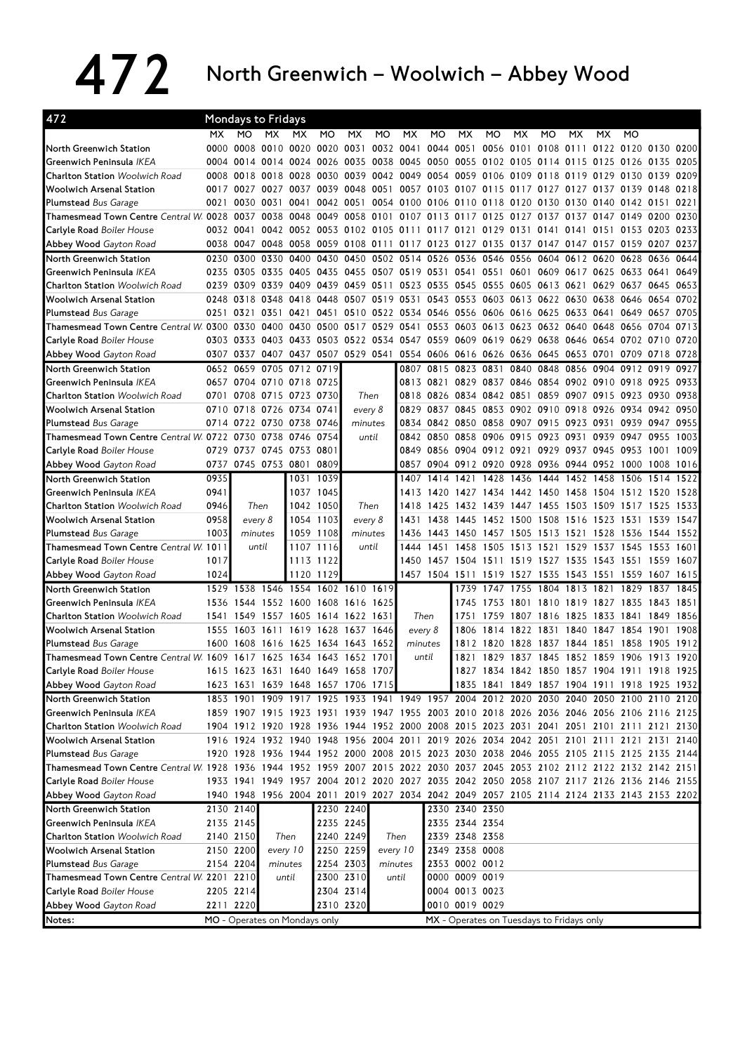# 472 North Greenwich – Woolwich – Abbey Wood

**472 — Mondays to Fridays**

| Stop | MX | MO | MX | MX | MO | MX | MO | MX | MO | MX | MO | MX | MO | MX | MX | MO | | |
|---|---|---|---|---|---|---|---|---|---|---|---|---|---|---|---|---|---|---|
| North Greenwich Station | 0000 | 0008 | 0010 | 0020 | 0020 | 0031 | 0032 | 0041 | 0044 | 0051 | 0056 | 0101 | 0108 | 0111 | 0122 | 0120 | 0130 | 0200 |
| Greenwich Peninsula *IKEA* | 0004 | 0014 | 0014 | 0024 | 0026 | 0035 | 0038 | 0045 | 0050 | 0055 | 0102 | 0105 | 0114 | 0115 | 0125 | 0126 | 0135 | 0205 |
| Charlton Station *Woolwich Road* | 0008 | 0018 | 0018 | 0028 | 0030 | 0039 | 0042 | 0049 | 0054 | 0059 | 0106 | 0109 | 0118 | 0119 | 0129 | 0130 | 0139 | 0209 |
| Woolwich Arsenal Station | 0017 | 0027 | 0027 | 0037 | 0039 | 0048 | 0051 | 0057 | 0103 | 0107 | 0115 | 0117 | 0127 | 0127 | 0137 | 0139 | 0148 | 0218 |
| Plumstead *Bus Garage* | 0021 | 0030 | 0031 | 0041 | 0042 | 0051 | 0054 | 0100 | 0106 | 0110 | 0118 | 0120 | 0130 | 0130 | 0140 | 0142 | 0151 | 0221 |
| Thamesmead Town Centre *Central W.* | 0028 | 0037 | 0038 | 0048 | 0049 | 0058 | 0101 | 0107 | 0113 | 0117 | 0125 | 0127 | 0137 | 0137 | 0147 | 0149 | 0200 | 0230 |
| Carlyle Road *Boiler House* | 0032 | 0041 | 0042 | 0052 | 0053 | 0102 | 0105 | 0111 | 0117 | 0121 | 0129 | 0131 | 0141 | 0141 | 0151 | 0153 | 0203 | 0233 |
| Abbey Wood *Gayton Road* | 0038 | 0047 | 0048 | 0058 | 0059 | 0108 | 0111 | 0117 | 0123 | 0127 | 0135 | 0137 | 0147 | 0147 | 0157 | 0159 | 0207 | 0237 |

| Stop | | | | | | | | | | | | | | | | | | |
|---|---|---|---|---|---|---|---|---|---|---|---|---|---|---|---|---|---|---|
| North Greenwich Station | 0230 | 0300 | 0330 | 0400 | 0430 | 0450 | 0502 | 0514 | 0526 | 0536 | 0546 | 0556 | 0604 | 0612 | 0620 | 0628 | 0636 | 0644 |
| Greenwich Peninsula *IKEA* | 0235 | 0305 | 0335 | 0405 | 0435 | 0455 | 0507 | 0519 | 0531 | 0541 | 0551 | 0601 | 0609 | 0617 | 0625 | 0633 | 0641 | 0649 |
| Charlton Station *Woolwich Road* | 0239 | 0309 | 0339 | 0409 | 0439 | 0459 | 0511 | 0523 | 0535 | 0545 | 0555 | 0605 | 0613 | 0621 | 0629 | 0637 | 0645 | 0653 |
| Woolwich Arsenal Station | 0248 | 0318 | 0348 | 0418 | 0448 | 0507 | 0519 | 0531 | 0543 | 0553 | 0603 | 0613 | 0622 | 0630 | 0638 | 0646 | 0654 | 0702 |
| Plumstead *Bus Garage* | 0251 | 0321 | 0351 | 0421 | 0451 | 0510 | 0522 | 0534 | 0546 | 0556 | 0606 | 0616 | 0625 | 0633 | 0641 | 0649 | 0657 | 0705 |
| Thamesmead Town Centre *Central W.* | 0300 | 0330 | 0400 | 0430 | 0500 | 0517 | 0529 | 0541 | 0553 | 0603 | 0613 | 0623 | 0632 | 0640 | 0648 | 0656 | 0704 | 0713 |
| Carlyle Road *Boiler House* | 0303 | 0333 | 0403 | 0433 | 0503 | 0522 | 0534 | 0547 | 0559 | 0609 | 0619 | 0629 | 0638 | 0646 | 0654 | 0702 | 0710 | 0720 |
| Abbey Wood *Gayton Road* | 0307 | 0337 | 0407 | 0437 | 0507 | 0529 | 0541 | 0554 | 0606 | 0616 | 0626 | 0636 | 0645 | 0653 | 0701 | 0709 | 0718 | 0728 |

| Stop | | | | | | | | | | | | | | | | | |
|---|---|---|---|---|---|---|---|---|---|---|---|---|---|---|---|---|---|
| North Greenwich Station | | 0652 | 0659 | 0705 | 0712 | 0719 | Then every 8 minutes until | 0807 | 0815 | 0823 | 0831 | 0840 | 0848 | 0856 | 0904 | 0912 | 0919 | 0927 |
| Greenwich Peninsula *IKEA* | | 0657 | 0704 | 0710 | 0718 | 0725 | | 0813 | 0821 | 0829 | 0837 | 0846 | 0854 | 0902 | 0910 | 0918 | 0925 | 0933 |
| Charlton Station *Woolwich Road* | | 0701 | 0708 | 0715 | 0723 | 0730 | | 0818 | 0826 | 0834 | 0842 | 0851 | 0859 | 0907 | 0915 | 0923 | 0930 | 0938 |
| Woolwich Arsenal Station | | 0710 | 0718 | 0726 | 0734 | 0741 | | 0829 | 0837 | 0845 | 0853 | 0902 | 0910 | 0918 | 0926 | 0934 | 0942 | 0950 |
| Plumstead *Bus Garage* | | 0714 | 0722 | 0730 | 0738 | 0746 | | 0834 | 0842 | 0850 | 0858 | 0907 | 0915 | 0923 | 0931 | 0939 | 0947 | 0955 |
| Thamesmead Town Centre *Central W.* | | 0722 | 0730 | 0738 | 0746 | 0754 | | 0842 | 0850 | 0858 | 0906 | 0915 | 0923 | 0931 | 0939 | 0947 | 0955 | 1003 |
| Carlyle Road *Boiler House* | | 0729 | 0737 | 0745 | 0753 | 0801 | | 0849 | 0856 | 0904 | 0912 | 0921 | 0929 | 0937 | 0945 | 0953 | 1001 | 1009 |
| Abbey Wood *Gayton Road* | | 0737 | 0745 | 0753 | 0801 | 0809 | | 0857 | 0904 | 0912 | 0920 | 0928 | 0936 | 0944 | 0952 | 1000 | 1008 | 1016 |

| Stop | | | | | | | | | | | | | | | | |
|---|---|---|---|---|---|---|---|---|---|---|---|---|---|---|---|---|
| North Greenwich Station | 0935 | Then every 8 minutes until | 1031 | 1039 | Then every 8 minutes until | 1407 | 1414 | 1421 | 1428 | 1436 | 1444 | 1452 | 1458 | 1506 | 1514 | 1522 |
| Greenwich Peninsula *IKEA* | 0941 | | 1037 | 1045 | | 1413 | 1420 | 1427 | 1434 | 1442 | 1450 | 1458 | 1504 | 1512 | 1520 | 1528 |
| Charlton Station *Woolwich Road* | 0946 | | 1042 | 1050 | | 1418 | 1425 | 1432 | 1439 | 1447 | 1455 | 1503 | 1509 | 1517 | 1525 | 1533 |
| Woolwich Arsenal Station | 0958 | | 1054 | 1103 | | 1431 | 1438 | 1445 | 1452 | 1500 | 1508 | 1516 | 1523 | 1531 | 1539 | 1547 |
| Plumstead *Bus Garage* | 1003 | | 1059 | 1108 | | 1436 | 1443 | 1450 | 1457 | 1505 | 1513 | 1521 | 1528 | 1536 | 1544 | 1552 |
| Thamesmead Town Centre *Central W.* | 1011 | | 1107 | 1116 | | 1444 | 1451 | 1458 | 1505 | 1513 | 1521 | 1529 | 1537 | 1545 | 1553 | 1601 |
| Carlyle Road *Boiler House* | 1017 | | 1113 | 1122 | | 1450 | 1457 | 1504 | 1511 | 1519 | 1527 | 1535 | 1543 | 1551 | 1559 | 1607 |
| Abbey Wood *Gayton Road* | 1024 | | 1120 | 1129 | | 1457 | 1504 | 1511 | 1519 | 1527 | 1535 | 1543 | 1551 | 1559 | 1607 | 1615 |

| Stop | | | | | | | | | | | | | | | | | |
|---|---|---|---|---|---|---|---|---|---|---|---|---|---|---|---|---|---|
| North Greenwich Station | 1529 | 1538 | 1546 | 1554 | 1602 | 1610 | 1619 | Then every 8 minutes until | 1739 | 1747 | 1755 | 1804 | 1813 | 1821 | 1829 | 1837 | 1845 |
| Greenwich Peninsula *IKEA* | 1536 | 1544 | 1552 | 1600 | 1608 | 1616 | 1625 | | 1745 | 1753 | 1801 | 1810 | 1819 | 1827 | 1835 | 1843 | 1851 |
| Charlton Station *Woolwich Road* | 1541 | 1549 | 1557 | 1605 | 1614 | 1622 | 1631 | | 1751 | 1759 | 1807 | 1816 | 1825 | 1833 | 1841 | 1849 | 1856 |
| Woolwich Arsenal Station | 1555 | 1603 | 1611 | 1619 | 1628 | 1637 | 1646 | | 1806 | 1814 | 1822 | 1831 | 1840 | 1847 | 1854 | 1901 | 1908 |
| Plumstead *Bus Garage* | 1600 | 1608 | 1616 | 1625 | 1634 | 1643 | 1652 | | 1812 | 1820 | 1828 | 1837 | 1844 | 1851 | 1858 | 1905 | 1912 |
| Thamesmead Town Centre *Central W.* | 1609 | 1617 | 1625 | 1634 | 1643 | 1652 | 1701 | | 1821 | 1829 | 1837 | 1845 | 1852 | 1859 | 1906 | 1913 | 1920 |
| Carlyle Road *Boiler House* | 1615 | 1623 | 1631 | 1640 | 1649 | 1658 | 1707 | | 1827 | 1834 | 1842 | 1850 | 1857 | 1904 | 1911 | 1918 | 1925 |
| Abbey Wood *Gayton Road* | 1623 | 1631 | 1639 | 1648 | 1657 | 1706 | 1715 | | 1835 | 1841 | 1849 | 1857 | 1904 | 1911 | 1918 | 1925 | 1932 |

| Stop | | | | | | | | | | | | | | | | | | |
|---|---|---|---|---|---|---|---|---|---|---|---|---|---|---|---|---|---|---|
| North Greenwich Station | 1853 | 1901 | 1909 | 1917 | 1925 | 1933 | 1941 | 1949 | 1957 | 2004 | 2012 | 2020 | 2030 | 2040 | 2050 | 2100 | 2110 | 2120 |
| Greenwich Peninsula *IKEA* | 1859 | 1907 | 1915 | 1923 | 1931 | 1939 | 1947 | 1955 | 2003 | 2010 | 2018 | 2026 | 2036 | 2046 | 2056 | 2106 | 2116 | 2125 |
| Charlton Station *Woolwich Road* | 1904 | 1912 | 1920 | 1928 | 1936 | 1944 | 1952 | 2000 | 2008 | 2015 | 2023 | 2031 | 2041 | 2051 | 2101 | 2111 | 2121 | 2130 |
| Woolwich Arsenal Station | 1916 | 1924 | 1932 | 1940 | 1948 | 1956 | 2004 | 2011 | 2019 | 2026 | 2034 | 2042 | 2051 | 2101 | 2111 | 2121 | 2131 | 2140 |
| Plumstead *Bus Garage* | 1920 | 1928 | 1936 | 1944 | 1952 | 2000 | 2008 | 2015 | 2023 | 2030 | 2038 | 2046 | 2055 | 2105 | 2115 | 2125 | 2135 | 2144 |
| Thamesmead Town Centre *Central W.* | 1928 | 1936 | 1944 | 1952 | 1959 | 2007 | 2015 | 2022 | 2030 | 2037 | 2045 | 2053 | 2102 | 2112 | 2122 | 2132 | 2142 | 2151 |
| Carlyle Road *Boiler House* | 1933 | 1941 | 1949 | 1957 | 2004 | 2012 | 2020 | 2027 | 2035 | 2042 | 2050 | 2058 | 2107 | 2117 | 2126 | 2136 | 2146 | 2155 |
| Abbey Wood *Gayton Road* | 1940 | 1948 | 1956 | 2004 | 2011 | 2019 | 2027 | 2034 | 2042 | 2049 | 2057 | 2105 | 2114 | 2124 | 2133 | 2143 | 2153 | 2202 |

| Stop | | | | | | | | | |
|---|---|---|---|---|---|---|---|---|---|
| North Greenwich Station | 2130 | 2140 | Then every 10 minutes until | 2230 | 2240 | Then every 10 minutes until | 2330 | 2340 | 2350 |
| Greenwich Peninsula *IKEA* | 2135 | 2145 | | 2235 | 2245 | | 2335 | 2344 | 2354 |
| Charlton Station *Woolwich Road* | 2140 | 2150 | | 2240 | 2249 | | 2339 | 2348 | 2358 |
| Woolwich Arsenal Station | 2150 | 2200 | | 2250 | 2259 | | 2349 | 2358 | 0008 |
| Plumstead *Bus Garage* | 2154 | 2204 | | 2254 | 2303 | | 2353 | 0002 | 0012 |
| Thamesmead Town Centre *Central W.* | 2201 | 2210 | | 2300 | 2310 | | 0000 | 0009 | 0019 |
| Carlyle Road *Boiler House* | 2205 | 2214 | | 2304 | 2314 | | 0004 | 0013 | 0023 |
| Abbey Wood *Gayton Road* | 2211 | 2220 | | 2310 | 2320 | | 0010 | 0019 | 0029 |

Notes: MO - Operates on Mondays only; MX - Operates on Tuesdays to Fridays only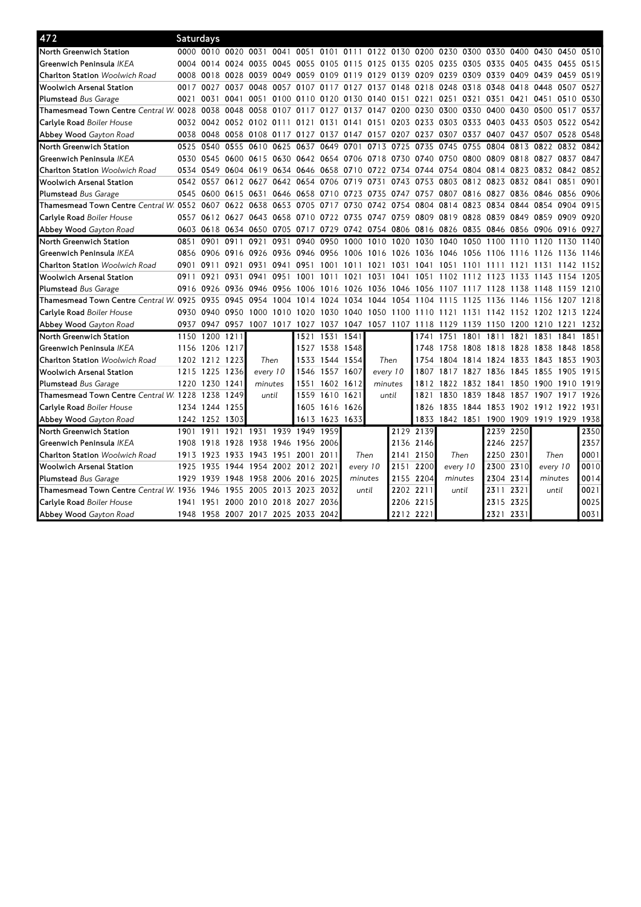## 472 Saturdays

| Stop | | | | | | | | | | | | | | | | | | |
|---|---|---|---|---|---|---|---|---|---|---|---|---|---|---|---|---|---|---|
| **North Greenwich Station** | 0000 | 0010 | 0020 | 0031 | 0041 | 0051 | 0101 | 0111 | 0122 | 0130 | 0200 | 0230 | 0300 | 0330 | 0400 | 0430 | 0450 | 0510 |
| **Greenwich Peninsula** *IKEA* | 0004 | 0014 | 0024 | 0035 | 0045 | 0055 | 0105 | 0115 | 0125 | 0135 | 0205 | 0235 | 0305 | 0335 | 0405 | 0435 | 0455 | 0515 |
| **Charlton Station** *Woolwich Road* | 0008 | 0018 | 0028 | 0039 | 0049 | 0059 | 0109 | 0119 | 0129 | 0139 | 0209 | 0239 | 0309 | 0339 | 0409 | 0439 | 0459 | 0519 |
| **Woolwich Arsenal Station** | 0017 | 0027 | 0037 | 0048 | 0057 | 0107 | 0117 | 0127 | 0137 | 0148 | 0218 | 0248 | 0318 | 0348 | 0418 | 0448 | 0507 | 0527 |
| **Plumstead** *Bus Garage* | 0021 | 0031 | 0041 | 0051 | 0100 | 0110 | 0120 | 0130 | 0140 | 0151 | 0221 | 0251 | 0321 | 0351 | 0421 | 0451 | 0510 | 0530 |
| **Thamesmead Town Centre** *Central W.* | 0028 | 0038 | 0048 | 0058 | 0107 | 0117 | 0127 | 0137 | 0147 | 0200 | 0230 | 0300 | 0330 | 0400 | 0430 | 0500 | 0517 | 0537 |
| **Carlyle Road** *Boiler House* | 0032 | 0042 | 0052 | 0102 | 0111 | 0121 | 0131 | 0141 | 0151 | 0203 | 0233 | 0303 | 0333 | 0403 | 0433 | 0503 | 0522 | 0542 |
| **Abbey Wood** *Gayton Road* | 0038 | 0048 | 0058 | 0108 | 0117 | 0127 | 0137 | 0147 | 0157 | 0207 | 0237 | 0307 | 0337 | 0407 | 0437 | 0507 | 0528 | 0548 |

| Stop | | | | | | | | | | | | | | | | | | |
|---|---|---|---|---|---|---|---|---|---|---|---|---|---|---|---|---|---|---|
| **North Greenwich Station** | 0525 | 0540 | 0555 | 0610 | 0625 | 0637 | 0649 | 0701 | 0713 | 0725 | 0735 | 0745 | 0755 | 0804 | 0813 | 0822 | 0832 | 0842 |
| **Greenwich Peninsula** *IKEA* | 0530 | 0545 | 0600 | 0615 | 0630 | 0642 | 0654 | 0706 | 0718 | 0730 | 0740 | 0750 | 0800 | 0809 | 0818 | 0827 | 0837 | 0847 |
| **Charlton Station** *Woolwich Road* | 0534 | 0549 | 0604 | 0619 | 0634 | 0646 | 0658 | 0710 | 0722 | 0734 | 0744 | 0754 | 0804 | 0814 | 0823 | 0832 | 0842 | 0852 |
| **Woolwich Arsenal Station** | 0542 | 0557 | 0612 | 0627 | 0642 | 0654 | 0706 | 0719 | 0731 | 0743 | 0753 | 0803 | 0812 | 0823 | 0832 | 0841 | 0851 | 0901 |
| **Plumstead** *Bus Garage* | 0545 | 0600 | 0615 | 0631 | 0646 | 0658 | 0710 | 0723 | 0735 | 0747 | 0757 | 0807 | 0816 | 0827 | 0836 | 0846 | 0856 | 0906 |
| **Thamesmead Town Centre** *Central W.* | 0552 | 0607 | 0622 | 0638 | 0653 | 0705 | 0717 | 0730 | 0742 | 0754 | 0804 | 0814 | 0823 | 0834 | 0844 | 0854 | 0904 | 0915 |
| **Carlyle Road** *Boiler House* | 0557 | 0612 | 0627 | 0643 | 0658 | 0710 | 0722 | 0735 | 0747 | 0759 | 0809 | 0819 | 0828 | 0839 | 0849 | 0859 | 0909 | 0920 |
| **Abbey Wood** *Gayton Road* | 0603 | 0618 | 0634 | 0650 | 0705 | 0717 | 0729 | 0742 | 0754 | 0806 | 0816 | 0826 | 0835 | 0846 | 0856 | 0906 | 0916 | 0927 |

| Stop | | | | | | | | | | | | | | | | | | |
|---|---|---|---|---|---|---|---|---|---|---|---|---|---|---|---|---|---|---|
| **North Greenwich Station** | 0851 | 0901 | 0911 | 0921 | 0931 | 0940 | 0950 | 1000 | 1010 | 1020 | 1030 | 1040 | 1050 | 1100 | 1110 | 1120 | 1130 | 1140 |
| **Greenwich Peninsula** *IKEA* | 0856 | 0906 | 0916 | 0926 | 0936 | 0946 | 0956 | 1006 | 1016 | 1026 | 1036 | 1046 | 1056 | 1106 | 1116 | 1126 | 1136 | 1146 |
| **Charlton Station** *Woolwich Road* | 0901 | 0911 | 0921 | 0931 | 0941 | 0951 | 1001 | 1011 | 1021 | 1031 | 1041 | 1051 | 1101 | 1111 | 1121 | 1131 | 1142 | 1152 |
| **Woolwich Arsenal Station** | 0911 | 0921 | 0931 | 0941 | 0951 | 1001 | 1011 | 1021 | 1031 | 1041 | 1051 | 1102 | 1112 | 1123 | 1133 | 1143 | 1154 | 1205 |
| **Plumstead** *Bus Garage* | 0916 | 0926 | 0936 | 0946 | 0956 | 1006 | 1016 | 1026 | 1036 | 1046 | 1056 | 1107 | 1117 | 1128 | 1138 | 1148 | 1159 | 1210 |
| **Thamesmead Town Centre** *Central W.* | 0925 | 0935 | 0945 | 0954 | 1004 | 1014 | 1024 | 1034 | 1044 | 1054 | 1104 | 1115 | 1125 | 1136 | 1146 | 1156 | 1207 | 1218 |
| **Carlyle Road** *Boiler House* | 0930 | 0940 | 0950 | 1000 | 1010 | 1020 | 1030 | 1040 | 1050 | 1100 | 1110 | 1121 | 1131 | 1142 | 1152 | 1202 | 1213 | 1224 |
| **Abbey Wood** *Gayton Road* | 0937 | 0947 | 0957 | 1007 | 1017 | 1027 | 1037 | 1047 | 1057 | 1107 | 1118 | 1129 | 1139 | 1150 | 1200 | 1210 | 1221 | 1232 |

| Stop | | | | | | | | | | | | | | | | |
|---|---|---|---|---|---|---|---|---|---|---|---|---|---|---|---|---|
| **North Greenwich Station** | 1150 | 1200 | 1211 | | 1521 | 1531 | 1541 | | 1741 | 1751 | 1801 | 1811 | 1821 | 1831 | 1841 | 1851 |
| **Greenwich Peninsula** *IKEA* | 1156 | 1206 | 1217 | | 1527 | 1538 | 1548 | | 1748 | 1758 | 1808 | 1818 | 1828 | 1838 | 1848 | 1858 |
| **Charlton Station** *Woolwich Road* | 1202 | 1212 | 1223 | Then | 1533 | 1544 | 1554 | Then | 1754 | 1804 | 1814 | 1824 | 1833 | 1843 | 1853 | 1903 |
| **Woolwich Arsenal Station** | 1215 | 1225 | 1236 | every 10 | 1546 | 1557 | 1607 | every 10 | 1807 | 1817 | 1827 | 1836 | 1845 | 1855 | 1905 | 1915 |
| **Plumstead** *Bus Garage* | 1220 | 1230 | 1241 | minutes | 1551 | 1602 | 1612 | minutes | 1812 | 1822 | 1832 | 1841 | 1850 | 1900 | 1910 | 1919 |
| **Thamesmead Town Centre** *Central W.* | 1228 | 1238 | 1249 | until | 1559 | 1610 | 1621 | until | 1821 | 1830 | 1839 | 1848 | 1857 | 1907 | 1917 | 1926 |
| **Carlyle Road** *Boiler House* | 1234 | 1244 | 1255 | | 1605 | 1616 | 1626 | | 1826 | 1835 | 1844 | 1853 | 1902 | 1912 | 1922 | 1931 |
| **Abbey Wood** *Gayton Road* | 1242 | 1252 | 1303 | | 1613 | 1623 | 1633 | | 1833 | 1842 | 1851 | 1900 | 1909 | 1919 | 1929 | 1938 |

| Stop | | | | | | | | | | | | | | | |
|---|---|---|---|---|---|---|---|---|---|---|---|---|---|---|---|
| **North Greenwich Station** | 1901 | 1911 | 1921 | 1931 | 1939 | 1949 | 1959 | | 2129 | 2139 | | 2239 | 2250 | | 2350 |
| **Greenwich Peninsula** *IKEA* | 1908 | 1918 | 1928 | 1938 | 1946 | 1956 | 2006 | | 2136 | 2146 | | 2246 | 2257 | | 2357 |
| **Charlton Station** *Woolwich Road* | 1913 | 1923 | 1933 | 1943 | 1951 | 2001 | 2011 | Then | 2141 | 2150 | Then | 2250 | 2301 | Then | 0001 |
| **Woolwich Arsenal Station** | 1925 | 1935 | 1944 | 1954 | 2002 | 2012 | 2021 | every 10 | 2151 | 2200 | every 10 | 2300 | 2310 | every 10 | 0010 |
| **Plumstead** *Bus Garage* | 1929 | 1939 | 1948 | 1958 | 2006 | 2016 | 2025 | minutes | 2155 | 2204 | minutes | 2304 | 2314 | minutes | 0014 |
| **Thamesmead Town Centre** *Central W.* | 1936 | 1946 | 1955 | 2005 | 2013 | 2023 | 2032 | until | 2202 | 2211 | until | 2311 | 2321 | until | 0021 |
| **Carlyle Road** *Boiler House* | 1941 | 1951 | 2000 | 2010 | 2018 | 2027 | 2036 | | 2206 | 2215 | | 2315 | 2325 | | 0025 |
| **Abbey Wood** *Gayton Road* | 1948 | 1958 | 2007 | 2017 | 2025 | 2033 | 2042 | | 2212 | 2221 | | 2321 | 2331 | | 0031 |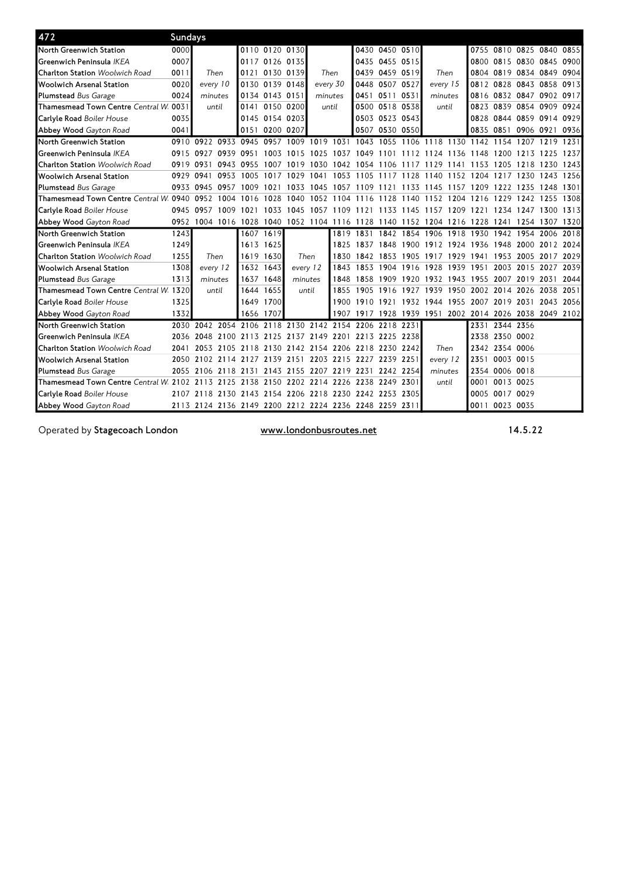## 472 Sundays

| | | | | | | | | | | | | | | | | | | |
|---|---|---|---|---|---|---|---|---|---|---|---|---|---|---|---|---|---|---|
| North Greenwich Station | 0000 | Then every 10 minutes until | | 0110 | 0120 | 0130 | Then every 30 minutes until | | 0430 | 0450 | 0510 | Then every 15 minutes until | | 0755 | 0810 | 0825 | 0840 | 0855 |
| Greenwich Peninsula *IKEA* | 0007 | | | 0117 | 0126 | 0135 | | | 0435 | 0455 | 0515 | | | 0800 | 0815 | 0830 | 0845 | 0900 |
| Charlton Station *Woolwich Road* | 0011 | | | 0121 | 0130 | 0139 | | | 0439 | 0459 | 0519 | | | 0804 | 0819 | 0834 | 0849 | 0904 |
| Woolwich Arsenal Station | 0020 | | | 0130 | 0139 | 0148 | | | 0448 | 0507 | 0527 | | | 0812 | 0828 | 0843 | 0858 | 0913 |
| Plumstead *Bus Garage* | 0024 | | | 0134 | 0143 | 0151 | | | 0451 | 0511 | 0531 | | | 0816 | 0832 | 0847 | 0902 | 0917 |
| Thamesmead Town Centre *Central W.* | 0031 | | | 0141 | 0150 | 0200 | | | 0500 | 0518 | 0538 | | | 0823 | 0839 | 0854 | 0909 | 0924 |
| Carlyle Road *Boiler House* | 0035 | | | 0145 | 0154 | 0203 | | | 0503 | 0523 | 0543 | | | 0828 | 0844 | 0859 | 0914 | 0929 |
| Abbey Wood *Gayton Road* | 0041 | | | 0151 | 0200 | 0207 | | | 0507 | 0530 | 0550 | | | 0835 | 0851 | 0906 | 0921 | 0936 |

| | | | | | | | | | | | | | | | | | | |
|---|---|---|---|---|---|---|---|---|---|---|---|---|---|---|---|---|---|---|
| North Greenwich Station | 0910 | 0922 | 0933 | 0945 | 0957 | 1009 | 1019 | 1031 | 1043 | 1055 | 1106 | 1118 | 1130 | 1142 | 1154 | 1207 | 1219 | 1231 |
| Greenwich Peninsula *IKEA* | 0915 | 0927 | 0939 | 0951 | 1003 | 1015 | 1025 | 1037 | 1049 | 1101 | 1112 | 1124 | 1136 | 1148 | 1200 | 1213 | 1225 | 1237 |
| Charlton Station *Woolwich Road* | 0919 | 0931 | 0943 | 0955 | 1007 | 1019 | 1030 | 1042 | 1054 | 1106 | 1117 | 1129 | 1141 | 1153 | 1205 | 1218 | 1230 | 1243 |
| Woolwich Arsenal Station | 0929 | 0941 | 0953 | 1005 | 1017 | 1029 | 1041 | 1053 | 1105 | 1117 | 1128 | 1140 | 1152 | 1204 | 1217 | 1230 | 1243 | 1256 |
| Plumstead *Bus Garage* | 0933 | 0945 | 0957 | 1009 | 1021 | 1033 | 1045 | 1057 | 1109 | 1121 | 1133 | 1145 | 1157 | 1209 | 1222 | 1235 | 1248 | 1301 |
| Thamesmead Town Centre *Central W.* | 0940 | 0952 | 1004 | 1016 | 1028 | 1040 | 1052 | 1104 | 1116 | 1128 | 1140 | 1152 | 1204 | 1216 | 1229 | 1242 | 1255 | 1308 |
| Carlyle Road *Boiler House* | 0945 | 0957 | 1009 | 1021 | 1033 | 1045 | 1057 | 1109 | 1121 | 1133 | 1145 | 1157 | 1209 | 1221 | 1234 | 1247 | 1300 | 1313 |
| Abbey Wood *Gayton Road* | 0952 | 1004 | 1016 | 1028 | 1040 | 1052 | 1104 | 1116 | 1128 | 1140 | 1152 | 1204 | 1216 | 1228 | 1241 | 1254 | 1307 | 1320 |

| | | | | | | | | | | | | | | | | | | |
|---|---|---|---|---|---|---|---|---|---|---|---|---|---|---|---|---|---|---|
| North Greenwich Station | 1243 | Then every 12 minutes until | | 1607 | 1619 | Then every 12 minutes until | | 1819 | 1831 | 1842 | 1854 | 1906 | 1918 | 1930 | 1942 | 1954 | 2006 | 2018 |
| Greenwich Peninsula *IKEA* | 1249 | | | 1613 | 1625 | | | 1825 | 1837 | 1848 | 1900 | 1912 | 1924 | 1936 | 1948 | 2000 | 2012 | 2024 |
| Charlton Station *Woolwich Road* | 1255 | | | 1619 | 1630 | | | 1830 | 1842 | 1853 | 1905 | 1917 | 1929 | 1941 | 1953 | 2005 | 2017 | 2029 |
| Woolwich Arsenal Station | 1308 | | | 1632 | 1643 | | | 1843 | 1853 | 1904 | 1916 | 1928 | 1939 | 1951 | 2003 | 2015 | 2027 | 2039 |
| Plumstead *Bus Garage* | 1313 | | | 1637 | 1648 | | | 1848 | 1858 | 1909 | 1920 | 1932 | 1943 | 1955 | 2007 | 2019 | 2031 | 2044 |
| Thamesmead Town Centre *Central W.* | 1320 | | | 1644 | 1655 | | | 1855 | 1905 | 1916 | 1927 | 1939 | 1950 | 2002 | 2014 | 2026 | 2038 | 2051 |
| Carlyle Road *Boiler House* | 1325 | | | 1649 | 1700 | | | 1900 | 1910 | 1921 | 1932 | 1944 | 1955 | 2007 | 2019 | 2031 | 2043 | 2056 |
| Abbey Wood *Gayton Road* | 1332 | | | 1656 | 1707 | | | 1907 | 1917 | 1928 | 1939 | 1951 | 2002 | 2014 | 2026 | 2038 | 2049 | 2102 |

| | | | | | | | | | | | | | | | | |
|---|---|---|---|---|---|---|---|---|---|---|---|---|---|---|---|---|
| North Greenwich Station | 2030 | 2042 | 2054 | 2106 | 2118 | 2130 | 2142 | 2154 | 2206 | 2218 | 2231 | Then every 12 minutes until | | 2331 | 2344 | 2356 |
| Greenwich Peninsula *IKEA* | 2036 | 2048 | 2100 | 2113 | 2125 | 2137 | 2149 | 2201 | 2213 | 2225 | 2238 | | | 2338 | 2350 | 0002 |
| Charlton Station *Woolwich Road* | 2041 | 2053 | 2105 | 2118 | 2130 | 2142 | 2154 | 2206 | 2218 | 2230 | 2242 | | | 2342 | 2354 | 0006 |
| Woolwich Arsenal Station | 2050 | 2102 | 2114 | 2127 | 2139 | 2151 | 2203 | 2215 | 2227 | 2239 | 2251 | | | 2351 | 0003 | 0015 |
| Plumstead *Bus Garage* | 2055 | 2106 | 2118 | 2131 | 2143 | 2155 | 2207 | 2219 | 2231 | 2242 | 2254 | | | 2354 | 0006 | 0018 |
| Thamesmead Town Centre *Central W.* | 2102 | 2113 | 2125 | 2138 | 2150 | 2202 | 2214 | 2226 | 2238 | 2249 | 2301 | | | 0001 | 0013 | 0025 |
| Carlyle Road *Boiler House* | 2107 | 2118 | 2130 | 2143 | 2154 | 2206 | 2218 | 2230 | 2242 | 2253 | 2305 | | | 0005 | 0017 | 0029 |
| Abbey Wood *Gayton Road* | 2113 | 2124 | 2136 | 2149 | 2200 | 2212 | 2224 | 2236 | 2248 | 2259 | 2311 | | | 0011 | 0023 | 0035 |

Operated by **Stagecoach London** www.londonbusroutes.net 14.5.22